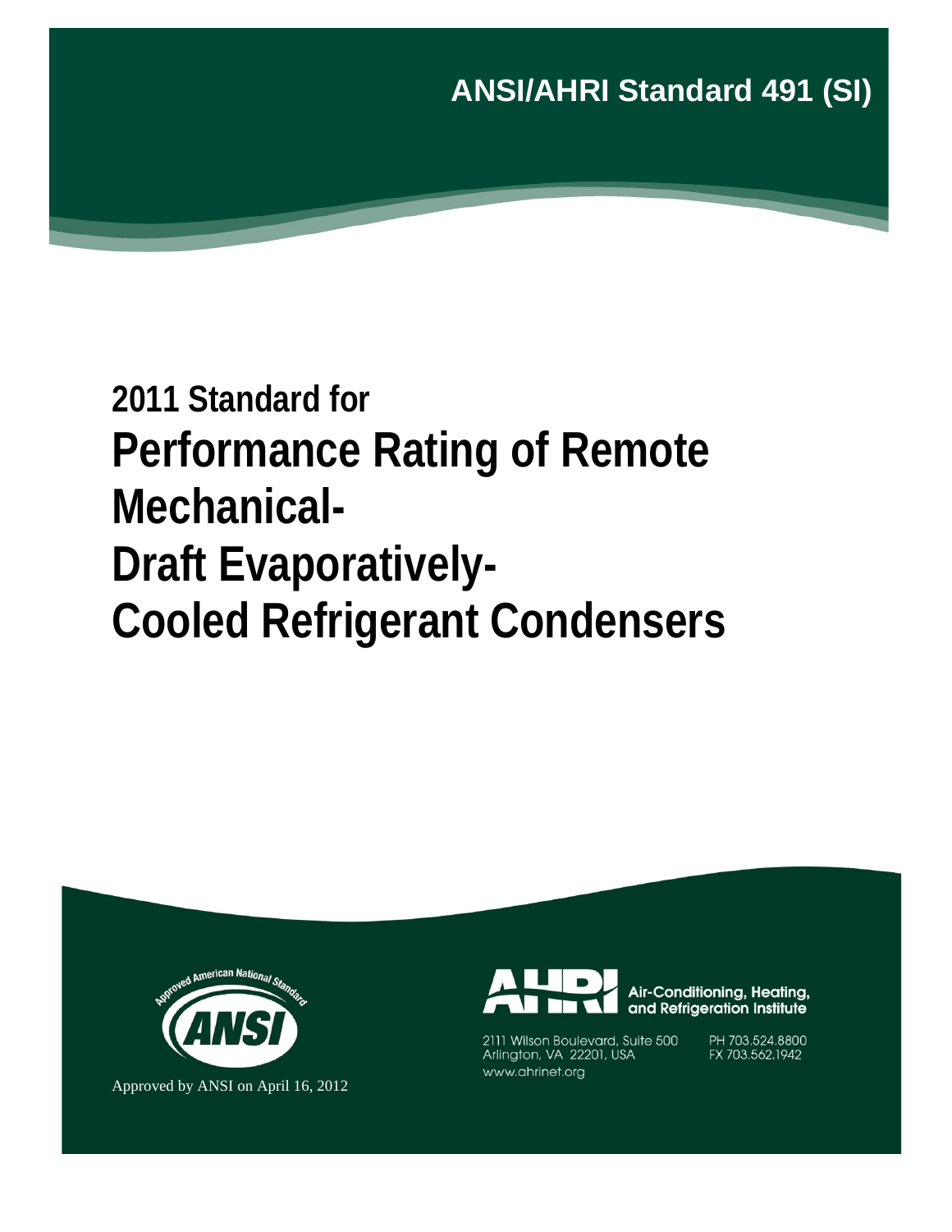ANSI/AHRI Standard 491 (SI)

# 2011 Standard for Performance Rating of Remote Mechanical-Draft Evaporatively-Cooled Refrigerant Condensers

Approved by ANSI on April 16, 2012

Air-Conditioning, Heating, and Refrigeration Institute

2111 Wilson Boulevard, Suite 500
Arlington, VA 22201, USA
www.ahrinet.org

PH 703.524.8800
FX 703.562.1942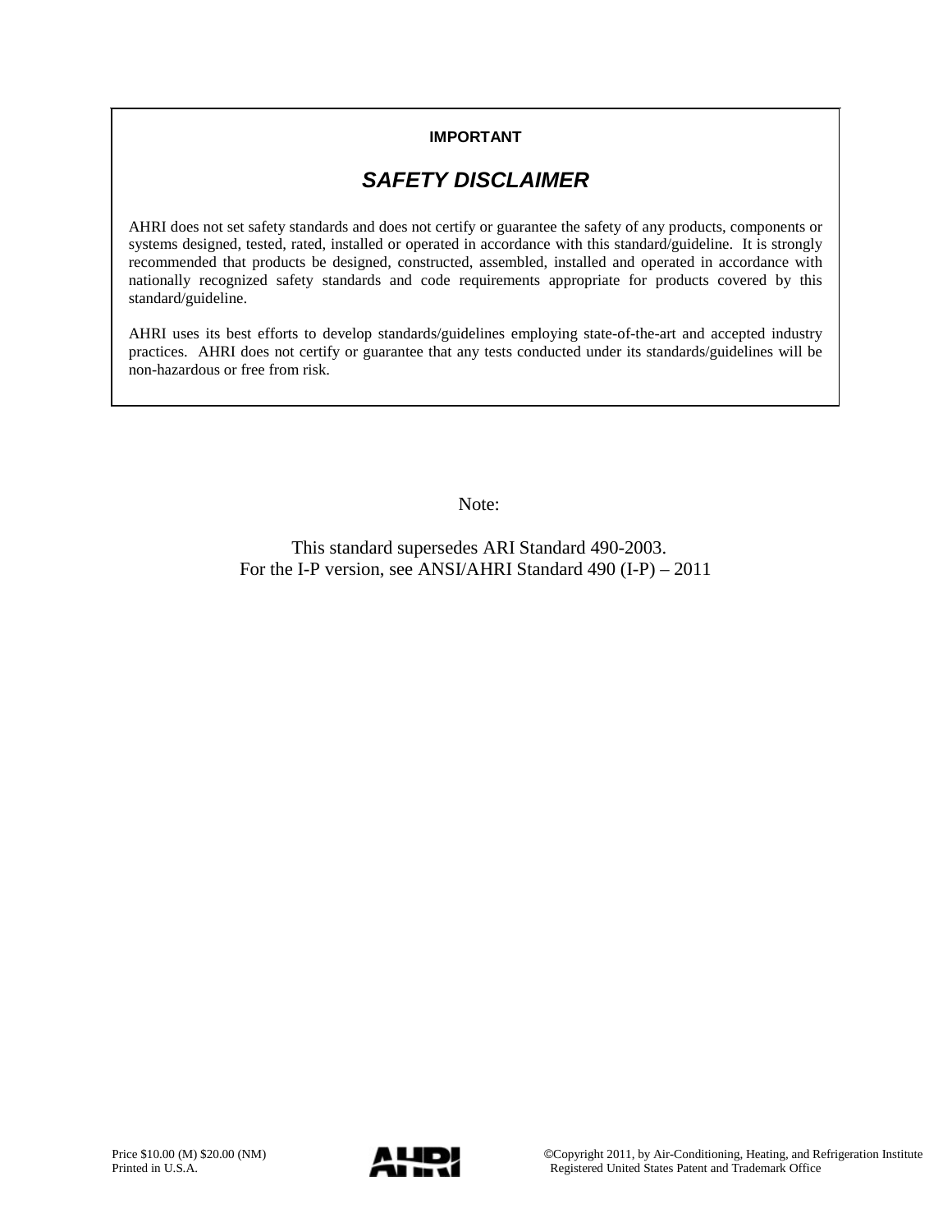**IMPORTANT**

## *SAFETY DISCLAIMER*

AHRI does not set safety standards and does not certify or guarantee the safety of any products, components or systems designed, tested, rated, installed or operated in accordance with this standard/guideline. It is strongly recommended that products be designed, constructed, assembled, installed and operated in accordance with nationally recognized safety standards and code requirements appropriate for products covered by this standard/guideline.

AHRI uses its best efforts to develop standards/guidelines employing state-of-the-art and accepted industry practices. AHRI does not certify or guarantee that any tests conducted under its standards/guidelines will be non-hazardous or free from risk.

Note:

This standard supersedes ARI Standard 490-2003.
For the I-P version, see ANSI/AHRI Standard 490 (I-P) – 2011

Price $10.00 (M) $20.00 (NM)
Printed in U.S.A.

©Copyright 2011, by Air-Conditioning, Heating, and Refrigeration Institute
Registered United States Patent and Trademark Office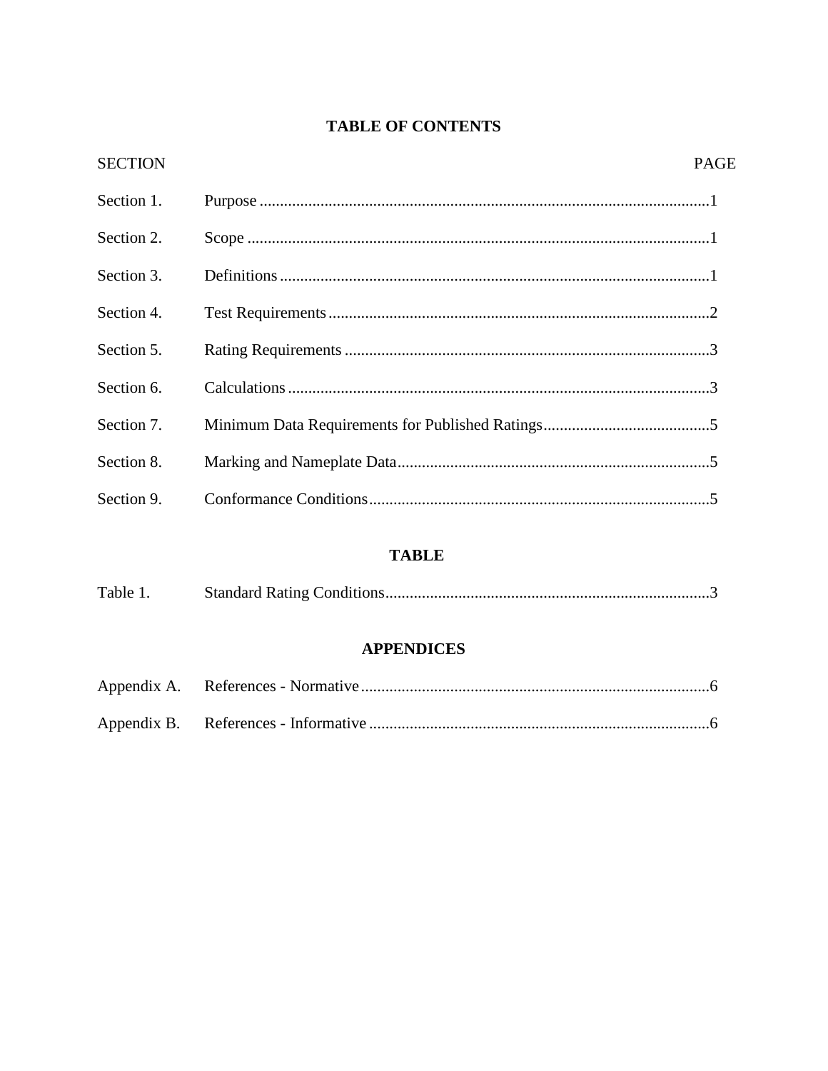# TABLE OF CONTENTS

| SECTION | | PAGE |
|---|---|---|
| Section 1. | Purpose | 1 |
| Section 2. | Scope | 1 |
| Section 3. | Definitions | 1 |
| Section 4. | Test Requirements | 2 |
| Section 5. | Rating Requirements | 3 |
| Section 6. | Calculations | 3 |
| Section 7. | Minimum Data Requirements for Published Ratings | 5 |
| Section 8. | Marking and Nameplate Data | 5 |
| Section 9. | Conformance Conditions | 5 |

## TABLE

| | | |
|---|---|---|
| Table 1. | Standard Rating Conditions | 3 |

## APPENDICES

| | | |
|---|---|---|
| Appendix A. | References - Normative | 6 |
| Appendix B. | References - Informative | 6 |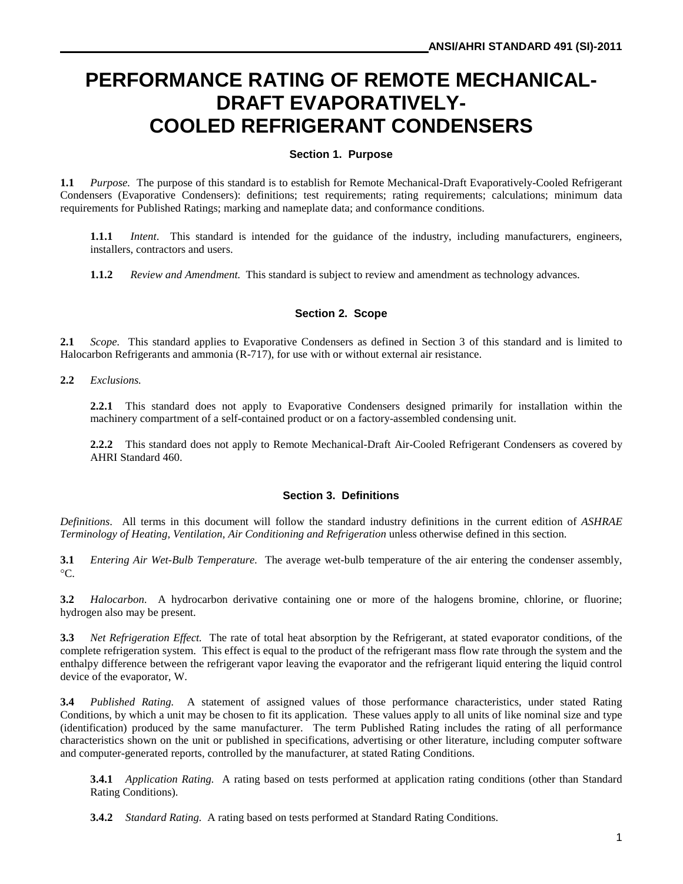# PERFORMANCE RATING OF REMOTE MECHANICAL-DRAFT EVAPORATIVELY-COOLED REFRIGERANT CONDENSERS

## Section 1. Purpose

**1.1** *Purpose.* The purpose of this standard is to establish for Remote Mechanical-Draft Evaporatively-Cooled Refrigerant Condensers (Evaporative Condensers): definitions; test requirements; rating requirements; calculations; minimum data requirements for Published Ratings; marking and nameplate data; and conformance conditions.

**1.1.1** *Intent.* This standard is intended for the guidance of the industry, including manufacturers, engineers, installers, contractors and users.

**1.1.2** *Review and Amendment.* This standard is subject to review and amendment as technology advances.

## Section 2. Scope

**2.1** *Scope.* This standard applies to Evaporative Condensers as defined in Section 3 of this standard and is limited to Halocarbon Refrigerants and ammonia (R-717), for use with or without external air resistance.

**2.2** *Exclusions.*

**2.2.1** This standard does not apply to Evaporative Condensers designed primarily for installation within the machinery compartment of a self-contained product or on a factory-assembled condensing unit.

**2.2.2** This standard does not apply to Remote Mechanical-Draft Air-Cooled Refrigerant Condensers as covered by AHRI Standard 460.

## Section 3. Definitions

*Definitions.* All terms in this document will follow the standard industry definitions in the current edition of *ASHRAE Terminology of Heating, Ventilation, Air Conditioning and Refrigeration* unless otherwise defined in this section.

**3.1** *Entering Air Wet-Bulb Temperature.* The average wet-bulb temperature of the air entering the condenser assembly, °C.

**3.2** *Halocarbon.* A hydrocarbon derivative containing one or more of the halogens bromine, chlorine, or fluorine; hydrogen also may be present.

**3.3** *Net Refrigeration Effect.* The rate of total heat absorption by the Refrigerant, at stated evaporator conditions, of the complete refrigeration system. This effect is equal to the product of the refrigerant mass flow rate through the system and the enthalpy difference between the refrigerant vapor leaving the evaporator and the refrigerant liquid entering the liquid control device of the evaporator, W.

**3.4** *Published Rating.* A statement of assigned values of those performance characteristics, under stated Rating Conditions, by which a unit may be chosen to fit its application. These values apply to all units of like nominal size and type (identification) produced by the same manufacturer. The term Published Rating includes the rating of all performance characteristics shown on the unit or published in specifications, advertising or other literature, including computer software and computer-generated reports, controlled by the manufacturer, at stated Rating Conditions.

**3.4.1** *Application Rating.* A rating based on tests performed at application rating conditions (other than Standard Rating Conditions).

**3.4.2** *Standard Rating.* A rating based on tests performed at Standard Rating Conditions.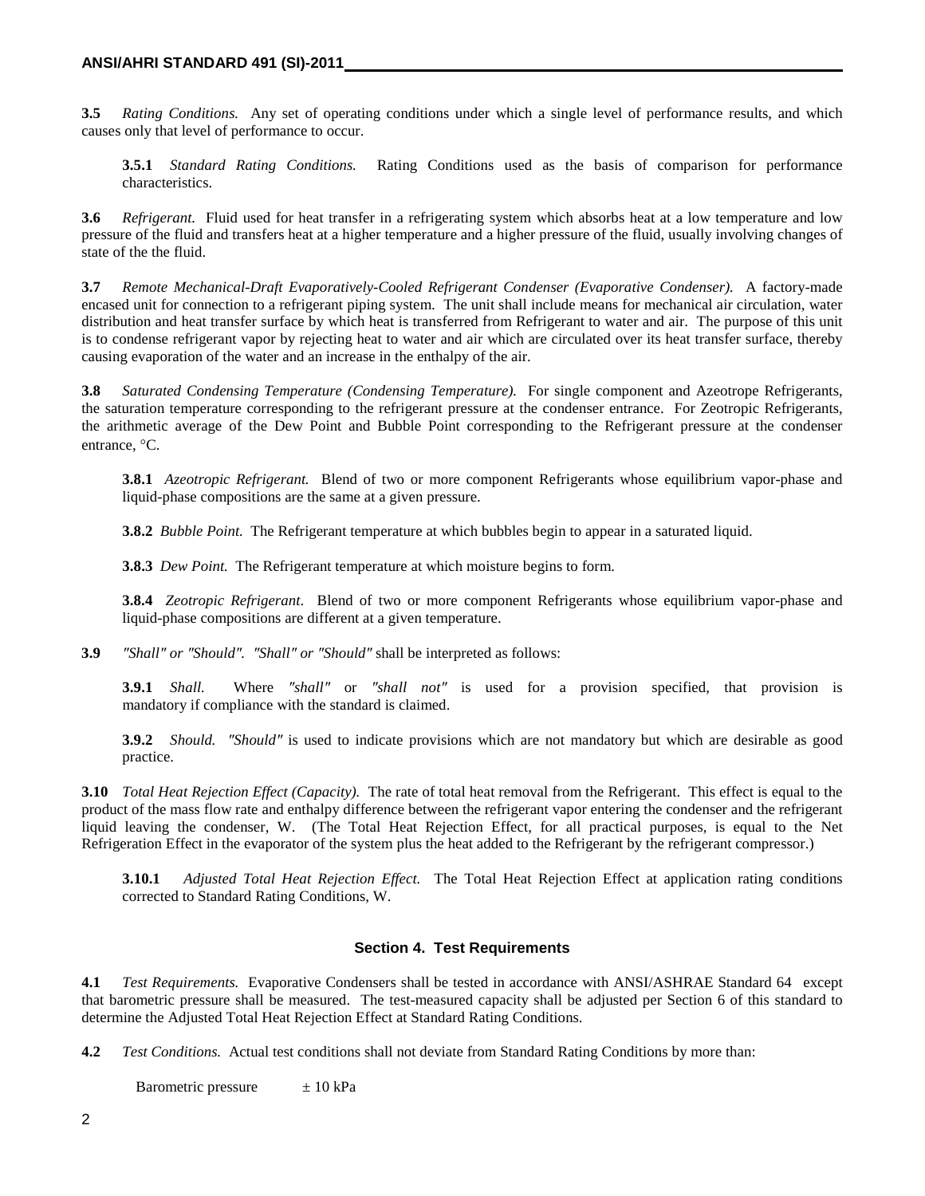**3.5** *Rating Conditions.* Any set of operating conditions under which a single level of performance results, and which causes only that level of performance to occur.

**3.5.1** *Standard Rating Conditions.* Rating Conditions used as the basis of comparison for performance characteristics.

**3.6** *Refrigerant.* Fluid used for heat transfer in a refrigerating system which absorbs heat at a low temperature and low pressure of the fluid and transfers heat at a higher temperature and a higher pressure of the fluid, usually involving changes of state of the the fluid.

**3.7** *Remote Mechanical-Draft Evaporatively-Cooled Refrigerant Condenser (Evaporative Condenser).* A factory-made encased unit for connection to a refrigerant piping system. The unit shall include means for mechanical air circulation, water distribution and heat transfer surface by which heat is transferred from Refrigerant to water and air. The purpose of this unit is to condense refrigerant vapor by rejecting heat to water and air which are circulated over its heat transfer surface, thereby causing evaporation of the water and an increase in the enthalpy of the air.

**3.8** *Saturated Condensing Temperature (Condensing Temperature).* For single component and Azeotrope Refrigerants, the saturation temperature corresponding to the refrigerant pressure at the condenser entrance. For Zeotropic Refrigerants, the arithmetic average of the Dew Point and Bubble Point corresponding to the Refrigerant pressure at the condenser entrance, °C.

**3.8.1** *Azeotropic Refrigerant.* Blend of two or more component Refrigerants whose equilibrium vapor-phase and liquid-phase compositions are the same at a given pressure.

**3.8.2** *Bubble Point.* The Refrigerant temperature at which bubbles begin to appear in a saturated liquid.

**3.8.3** *Dew Point.* The Refrigerant temperature at which moisture begins to form.

**3.8.4** *Zeotropic Refrigerant*. Blend of two or more component Refrigerants whose equilibrium vapor-phase and liquid-phase compositions are different at a given temperature.

**3.9** *"Shall" or "Should". "Shall" or "Should"* shall be interpreted as follows:

**3.9.1** *Shall.* Where *"shall"* or *"shall not"* is used for a provision specified, that provision is mandatory if compliance with the standard is claimed.

**3.9.2** *Should. "Should"* is used to indicate provisions which are not mandatory but which are desirable as good practice.

**3.10** *Total Heat Rejection Effect (Capacity).* The rate of total heat removal from the Refrigerant. This effect is equal to the product of the mass flow rate and enthalpy difference between the refrigerant vapor entering the condenser and the refrigerant liquid leaving the condenser, W. (The Total Heat Rejection Effect, for all practical purposes, is equal to the Net Refrigeration Effect in the evaporator of the system plus the heat added to the Refrigerant by the refrigerant compressor.)

**3.10.1** *Adjusted Total Heat Rejection Effect.* The Total Heat Rejection Effect at application rating conditions corrected to Standard Rating Conditions, W.

## Section 4. Test Requirements

**4.1** *Test Requirements.* Evaporative Condensers shall be tested in accordance with ANSI/ASHRAE Standard 64 except that barometric pressure shall be measured. The test-measured capacity shall be adjusted per Section 6 of this standard to determine the Adjusted Total Heat Rejection Effect at Standard Rating Conditions.

**4.2** *Test Conditions.* Actual test conditions shall not deviate from Standard Rating Conditions by more than:

Barometric pressure ± 10 kPa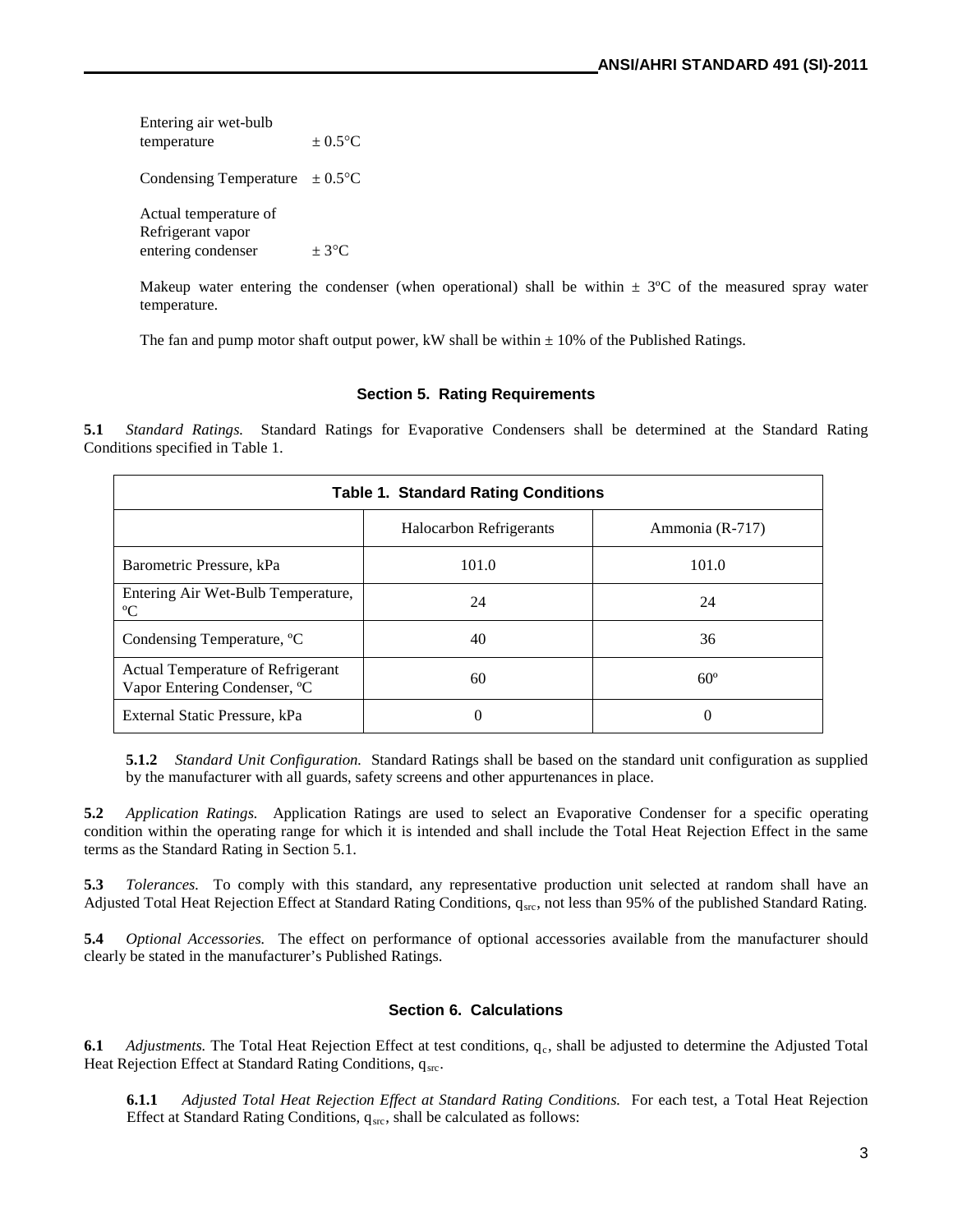Entering air wet-bulb temperature ± 0.5°C

Condensing Temperature ± 0.5°C

Actual temperature of Refrigerant vapor entering condenser ± 3°C

Makeup water entering the condenser (when operational) shall be within ± 3ºC of the measured spray water temperature.

The fan and pump motor shaft output power, kW shall be within ± 10% of the Published Ratings.

## Section 5. Rating Requirements

**5.1** *Standard Ratings.* Standard Ratings for Evaporative Condensers shall be determined at the Standard Rating Conditions specified in Table 1.

**Table 1. Standard Rating Conditions**

| | Halocarbon Refrigerants | Ammonia (R-717) |
|---|---|---|
| Barometric Pressure, kPa | 101.0 | 101.0 |
| Entering Air Wet-Bulb Temperature, ºC | 24 | 24 |
| Condensing Temperature, ºC | 40 | 36 |
| Actual Temperature of Refrigerant Vapor Entering Condenser, ºC | 60 | 60º |
| External Static Pressure, kPa | 0 | 0 |

**5.1.2** *Standard Unit Configuration.* Standard Ratings shall be based on the standard unit configuration as supplied by the manufacturer with all guards, safety screens and other appurtenances in place.

**5.2** *Application Ratings.* Application Ratings are used to select an Evaporative Condenser for a specific operating condition within the operating range for which it is intended and shall include the Total Heat Rejection Effect in the same terms as the Standard Rating in Section 5.1.

**5.3** *Tolerances.* To comply with this standard, any representative production unit selected at random shall have an Adjusted Total Heat Rejection Effect at Standard Rating Conditions, $q_{src}$, not less than 95% of the published Standard Rating.

**5.4** *Optional Accessories.* The effect on performance of optional accessories available from the manufacturer should clearly be stated in the manufacturer's Published Ratings.

## Section 6. Calculations

**6.1** *Adjustments.* The Total Heat Rejection Effect at test conditions, $q_c$, shall be adjusted to determine the Adjusted Total Heat Rejection Effect at Standard Rating Conditions, $q_{src}$.

**6.1.1** *Adjusted Total Heat Rejection Effect at Standard Rating Conditions.* For each test, a Total Heat Rejection Effect at Standard Rating Conditions, $q_{src}$, shall be calculated as follows: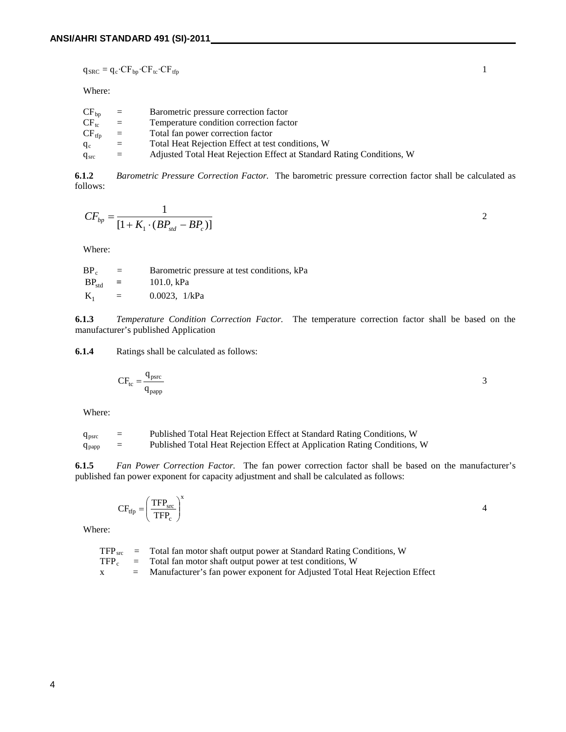$$q_{SRC} = q_c \cdot CF_{bp} \cdot CF_{tc} \cdot CF_{tfp} \tag{1}$$

Where:

$CF_{bp}$ = Barometric pressure correction factor
$CF_{tc}$ = Temperature condition correction factor
$CF_{tfp}$ = Total fan power correction factor
$q_c$ = Total Heat Rejection Effect at test conditions, W
$q_{src}$ = Adjusted Total Heat Rejection Effect at Standard Rating Conditions, W

**6.1.2** *Barometric Pressure Correction Factor.* The barometric pressure correction factor shall be calculated as follows:

$$CF_{bp} = \frac{1}{[1 + K_1 \cdot (BP_{std} - BP_c)]} \tag{2}$$

Where:

$BP_c$ = Barometric pressure at test conditions, kPa
$BP_{std}$ = 101.0, kPa
$K_1$ = 0.0023, 1/kPa

**6.1.3** *Temperature Condition Correction Factor.* The temperature correction factor shall be based on the manufacturer's published Application

**6.1.4** Ratings shall be calculated as follows:

$$CF_{tc} = \frac{q_{psrc}}{q_{papp}} \tag{3}$$

Where:

$q_{psrc}$ = Published Total Heat Rejection Effect at Standard Rating Conditions, W
$q_{papp}$ = Published Total Heat Rejection Effect at Application Rating Conditions, W

**6.1.5** *Fan Power Correction Factor.* The fan power correction factor shall be based on the manufacturer's published fan power exponent for capacity adjustment and shall be calculated as follows:

$$CF_{tfp} = \left( \frac{TFP_{src}}{TFP_c} \right)^x \tag{4}$$

Where:

$TFP_{src}$ = Total fan motor shaft output power at Standard Rating Conditions, W
$TFP_c$ = Total fan motor shaft output power at test conditions, W
$x$ = Manufacturer's fan power exponent for Adjusted Total Heat Rejection Effect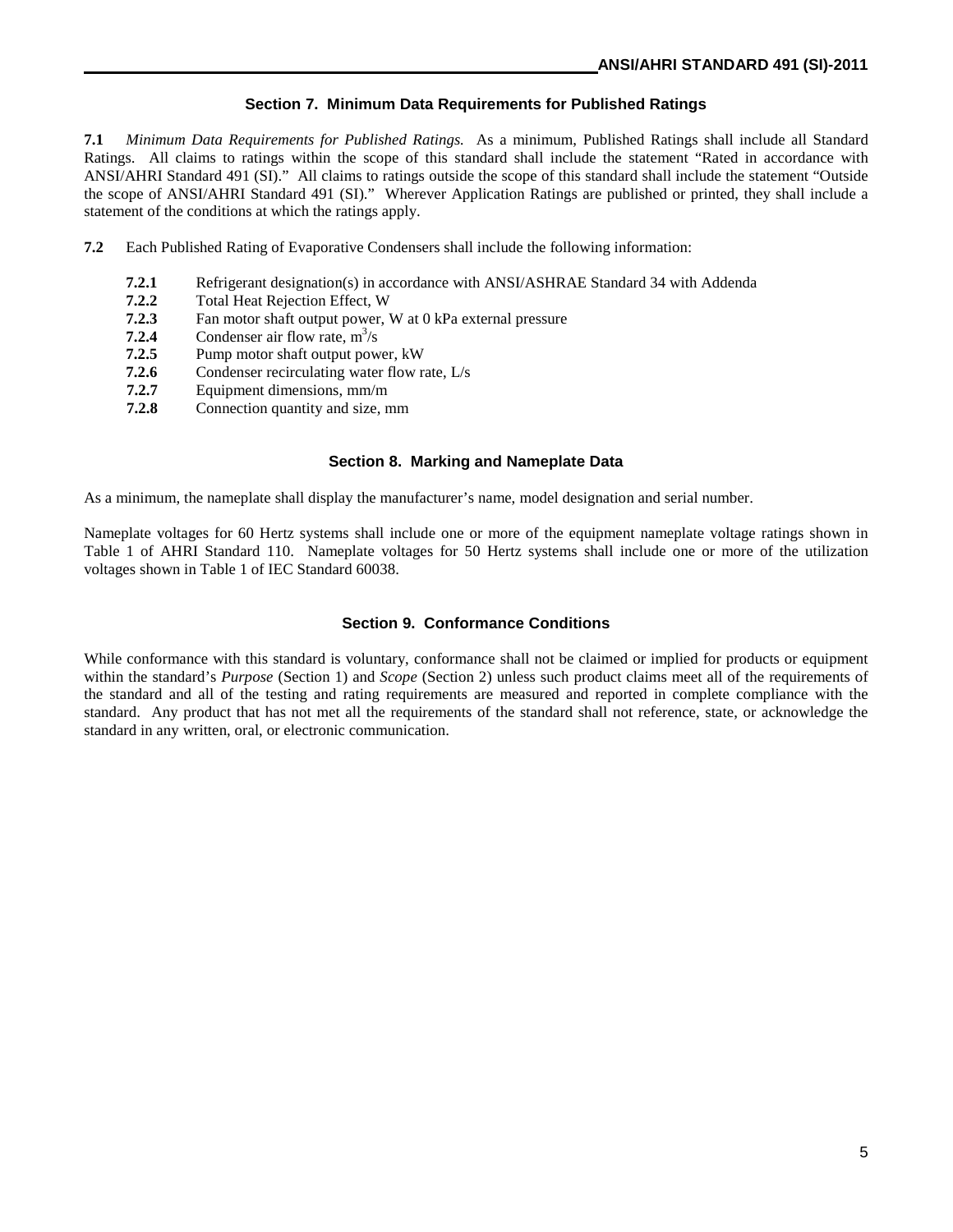## Section 7. Minimum Data Requirements for Published Ratings

**7.1** *Minimum Data Requirements for Published Ratings.* As a minimum, Published Ratings shall include all Standard Ratings. All claims to ratings within the scope of this standard shall include the statement "Rated in accordance with ANSI/AHRI Standard 491 (SI)." All claims to ratings outside the scope of this standard shall include the statement "Outside the scope of ANSI/AHRI Standard 491 (SI)." Wherever Application Ratings are published or printed, they shall include a statement of the conditions at which the ratings apply.

**7.2** Each Published Rating of Evaporative Condensers shall include the following information:

- **7.2.1** Refrigerant designation(s) in accordance with ANSI/ASHRAE Standard 34 with Addenda
- **7.2.2** Total Heat Rejection Effect, W
- **7.2.3** Fan motor shaft output power, W at 0 kPa external pressure
- **7.2.4** Condenser air flow rate, $m^3/s$
- **7.2.5** Pump motor shaft output power, kW
- **7.2.6** Condenser recirculating water flow rate, L/s
- **7.2.7** Equipment dimensions, mm/m
- **7.2.8** Connection quantity and size, mm

## Section 8. Marking and Nameplate Data

As a minimum, the nameplate shall display the manufacturer's name, model designation and serial number.

Nameplate voltages for 60 Hertz systems shall include one or more of the equipment nameplate voltage ratings shown in Table 1 of AHRI Standard 110. Nameplate voltages for 50 Hertz systems shall include one or more of the utilization voltages shown in Table 1 of IEC Standard 60038.

## Section 9. Conformance Conditions

While conformance with this standard is voluntary, conformance shall not be claimed or implied for products or equipment within the standard's *Purpose* (Section 1) and *Scope* (Section 2) unless such product claims meet all of the requirements of the standard and all of the testing and rating requirements are measured and reported in complete compliance with the standard. Any product that has not met all the requirements of the standard shall not reference, state, or acknowledge the standard in any written, oral, or electronic communication.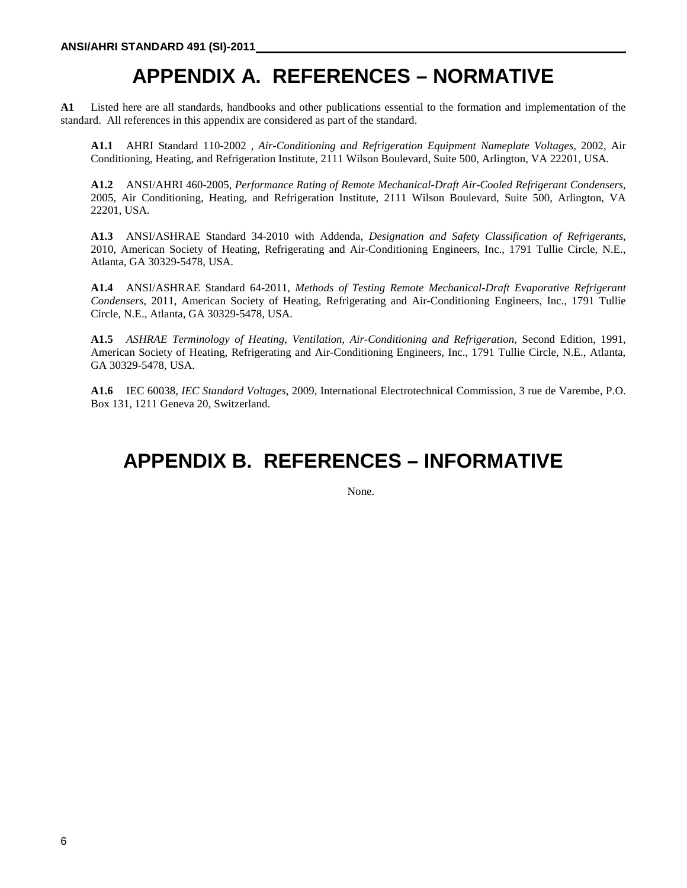# APPENDIX A. REFERENCES – NORMATIVE

**A1** Listed here are all standards, handbooks and other publications essential to the formation and implementation of the standard. All references in this appendix are considered as part of the standard.

**A1.1** AHRI Standard 110-2002 , *Air-Conditioning and Refrigeration Equipment Nameplate Voltages*, 2002, Air Conditioning, Heating, and Refrigeration Institute, 2111 Wilson Boulevard, Suite 500, Arlington, VA 22201, USA.

**A1.2** ANSI/AHRI 460-2005, *Performance Rating of Remote Mechanical-Draft Air-Cooled Refrigerant Condensers*, 2005, Air Conditioning, Heating, and Refrigeration Institute, 2111 Wilson Boulevard, Suite 500, Arlington, VA 22201, USA.

**A1.3** ANSI/ASHRAE Standard 34-2010 with Addenda, *Designation and Safety Classification of Refrigerants*, 2010, American Society of Heating, Refrigerating and Air-Conditioning Engineers, Inc., 1791 Tullie Circle, N.E., Atlanta, GA 30329-5478, USA.

**A1.4** ANSI/ASHRAE Standard 64-2011, *Methods of Testing Remote Mechanical-Draft Evaporative Refrigerant Condensers*, 2011, American Society of Heating, Refrigerating and Air-Conditioning Engineers, Inc., 1791 Tullie Circle, N.E., Atlanta, GA 30329-5478, USA.

**A1.5** *ASHRAE Terminology of Heating, Ventilation, Air-Conditioning and Refrigeration*, Second Edition, 1991, American Society of Heating, Refrigerating and Air-Conditioning Engineers, Inc., 1791 Tullie Circle, N.E., Atlanta, GA 30329-5478, USA.

**A1.6** IEC 60038, *IEC Standard Voltages*, 2009, International Electrotechnical Commission, 3 rue de Varembe, P.O. Box 131, 1211 Geneva 20, Switzerland.

# APPENDIX B. REFERENCES – INFORMATIVE

None.